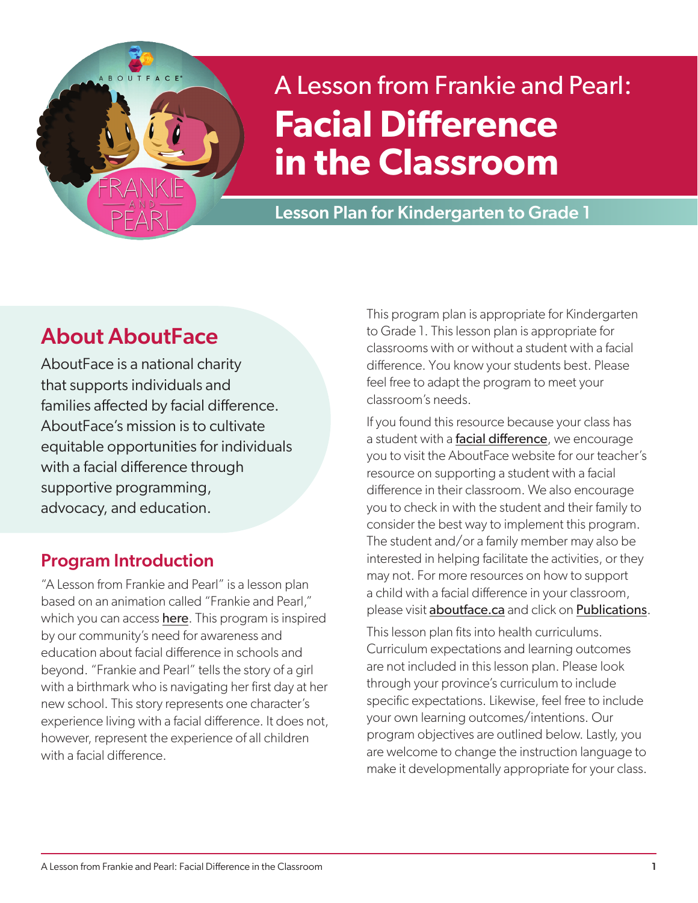# A Lesson from Frankie and Pearl: **Facial Difference in the Classroom**

**Lesson Plan for Kindergarten to Grade 1**

## About AboutFace

AboutFace is a national charity that supports individuals and families affected by facial difference. AboutFace's mission is to cultivate equitable opportunities for individuals with a facial difference through supportive programming, advocacy, and education.

### Program Introduction

"A Lesson from Frankie and Pearl" is a lesson plan based on an animation called "Frankie and Pearl," which you can access here. This program is inspired by our community's need for awareness and education about facial difference in schools and beyond. "Frankie and Pearl" tells the story of a girl with a birthmark who is navigating her first day at her new school. This story represents one character's experience living with a facial difference. It does not, however, represent the experience of all children with a facial difference.

This program plan is appropriate for Kindergarten to Grade 1. This lesson plan is appropriate for classrooms with or without a student with a facial difference. You know your students best. Please feel free to adapt the program to meet your classroom's needs.

If you found this resource because your class has a student with a facial difference, we encourage you to visit the AboutFace website for our teacher's resource on supporting a student with a facial difference in their classroom. We also encourage you to check in with the student and their family to consider the best way to implement this program. The student and/or a family member may also be interested in helping facilitate the activities, or they may not. For more resources on how to support a child with a facial difference in your classroom, please visit aboutface.ca and click on Publications.

This lesson plan fits into health curriculums. Curriculum expectations and learning outcomes are not included in this lesson plan. Please look through your province's curriculum to include specific expectations. Likewise, feel free to include your own learning outcomes/intentions. Our program objectives are outlined below. Lastly, you are welcome to change the instruction language to make it developmentally appropriate for your class.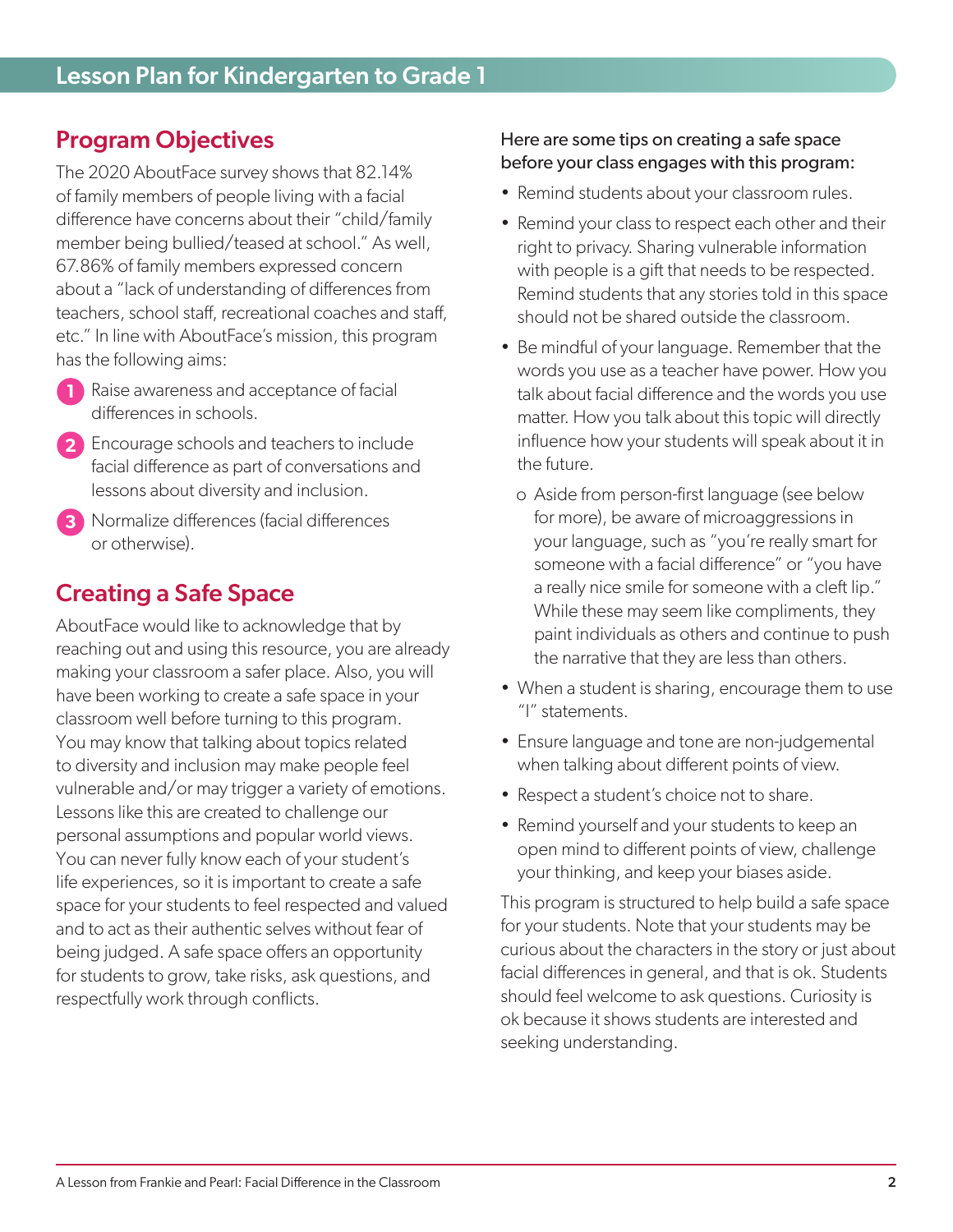## Lesson Plan for Kindergarten to Grade 1

## Program Objectives

The 2020 AboutFace survey shows that 82.14% of family members of people living with a facial difference have concerns about their "child/family member being bullied/teased at school." As well, 67.86% of family members expressed concern about a "lack of understanding of differences from teachers, school staff, recreational coaches and staff, etc." In line with AboutFace's mission, this program has the following aims:

1. Raise awareness and acceptance of facial differences in schools.
2. Encourage schools and teachers to include facial difference as part of conversations and lessons about diversity and inclusion.
3. Normalize differences (facial differences or otherwise).

## Creating a Safe Space

AboutFace would like to acknowledge that by reaching out and using this resource, you are already making your classroom a safer place. Also, you will have been working to create a safe space in your classroom well before turning to this program. You may know that talking about topics related to diversity and inclusion may make people feel vulnerable and/or may trigger a variety of emotions. Lessons like this are created to challenge our personal assumptions and popular world views. You can never fully know each of your student's life experiences, so it is important to create a safe space for your students to feel respected and valued and to act as their authentic selves without fear of being judged. A safe space offers an opportunity for students to grow, take risks, ask questions, and respectfully work through conflicts.

Here are some tips on creating a safe space before your class engages with this program:

- Remind students about your classroom rules.
- Remind your class to respect each other and their right to privacy. Sharing vulnerable information with people is a gift that needs to be respected. Remind students that any stories told in this space should not be shared outside the classroom.
- Be mindful of your language. Remember that the words you use as a teacher have power. How you talk about facial difference and the words you use matter. How you talk about this topic will directly influence how your students will speak about it in the future.
    - Aside from person-first language (see below for more), be aware of microaggressions in your language, such as "you're really smart for someone with a facial difference" or "you have a really nice smile for someone with a cleft lip." While these may seem like compliments, they paint individuals as others and continue to push the narrative that they are less than others.
- When a student is sharing, encourage them to use "I" statements.
- Ensure language and tone are non-judgemental when talking about different points of view.
- Respect a student's choice not to share.
- Remind yourself and your students to keep an open mind to different points of view, challenge your thinking, and keep your biases aside.

This program is structured to help build a safe space for your students. Note that your students may be curious about the characters in the story or just about facial differences in general, and that is ok. Students should feel welcome to ask questions. Curiosity is ok because it shows students are interested and seeking understanding.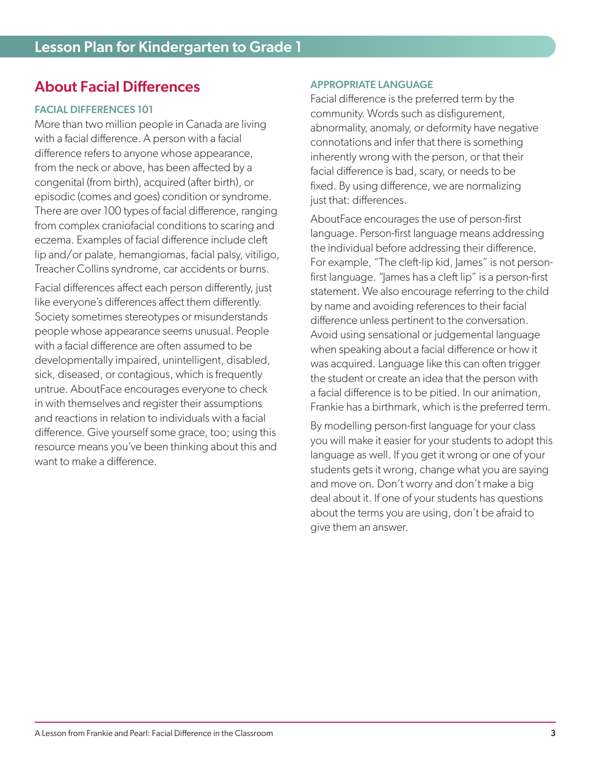## About Facial Differences

### FACIAL DIFFERENCES 101

More than two million people in Canada are living with a facial difference. A person with a facial difference refers to anyone whose appearance, from the neck or above, has been affected by a congenital (from birth), acquired (after birth), or episodic (comes and goes) condition or syndrome. There are over 100 types of facial difference, ranging from complex craniofacial conditions to scaring and eczema. Examples of facial difference include cleft lip and/or palate, hemangiomas, facial palsy, vitiligo, Treacher Collins syndrome, car accidents or burns.

Facial differences affect each person differently, just like everyone's differences affect them differently. Society sometimes stereotypes or misunderstands people whose appearance seems unusual. People with a facial difference are often assumed to be developmentally impaired, unintelligent, disabled, sick, diseased, or contagious, which is frequently untrue. AboutFace encourages everyone to check in with themselves and register their assumptions and reactions in relation to individuals with a facial difference. Give yourself some grace, too; using this resource means you've been thinking about this and want to make a difference.

### APPROPRIATE LANGUAGE

Facial difference is the preferred term by the community. Words such as disfigurement, abnormality, anomaly, or deformity have negative connotations and infer that there is something inherently wrong with the person, or that their facial difference is bad, scary, or needs to be fixed. By using difference, we are normalizing just that: differences.

AboutFace encourages the use of person-first language. Person-first language means addressing the individual before addressing their difference. For example, "The cleft-lip kid, James" is not person-first language. "James has a cleft lip" is a person-first statement. We also encourage referring to the child by name and avoiding references to their facial difference unless pertinent to the conversation. Avoid using sensational or judgemental language when speaking about a facial difference or how it was acquired. Language like this can often trigger the student or create an idea that the person with a facial difference is to be pitied. In our animation, Frankie has a birthmark, which is the preferred term.

By modelling person-first language for your class you will make it easier for your students to adopt this language as well. If you get it wrong or one of your students gets it wrong, change what you are saying and move on. Don't worry and don't make a big deal about it. If one of your students has questions about the terms you are using, don't be afraid to give them an answer.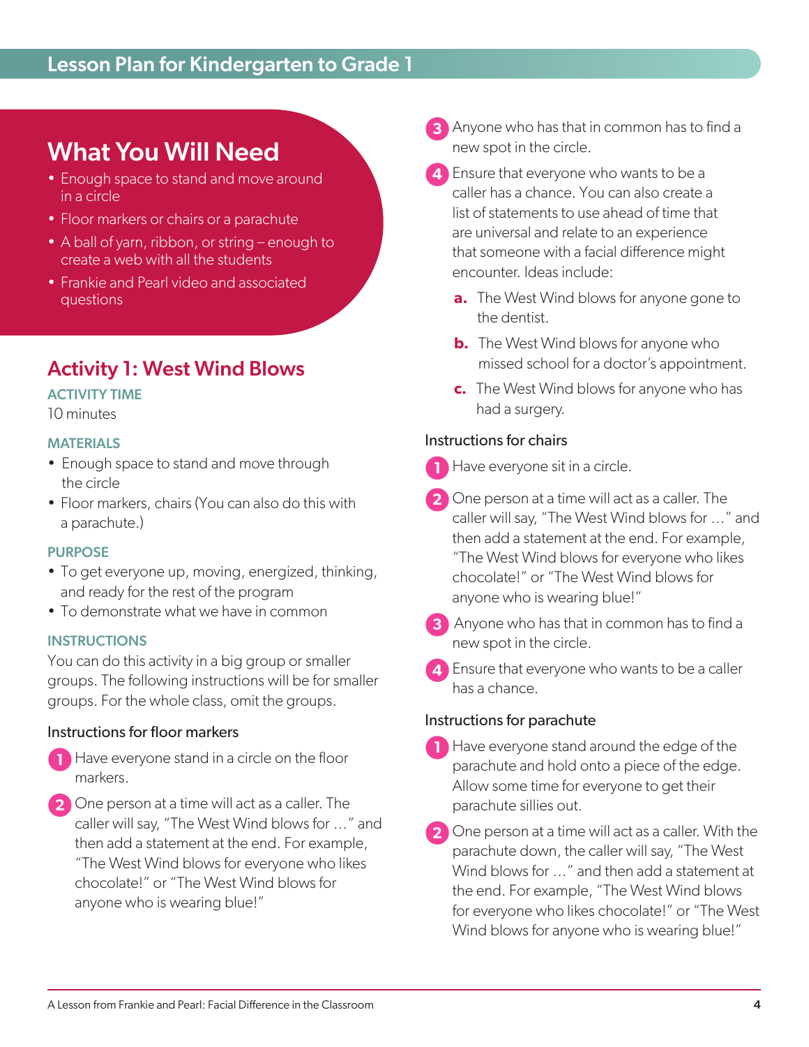## What You Will Need

- Enough space to stand and move around in a circle
- Floor markers or chairs or a parachute
- A ball of yarn, ribbon, or string – enough to create a web with all the students
- Frankie and Pearl video and associated questions

## Activity 1: West Wind Blows

### ACTIVITY TIME

10 minutes

### MATERIALS

- Enough space to stand and move through the circle
- Floor markers, chairs (You can also do this with a parachute.)

### PURPOSE

- To get everyone up, moving, energized, thinking, and ready for the rest of the program
- To demonstrate what we have in common

### INSTRUCTIONS

You can do this activity in a big group or smaller groups. The following instructions will be for smaller groups. For the whole class, omit the groups.

#### Instructions for floor markers

1. Have everyone stand in a circle on the floor markers.
2. One person at a time will act as a caller. The caller will say, "The West Wind blows for …" and then add a statement at the end. For example, "The West Wind blows for everyone who likes chocolate!" or "The West Wind blows for anyone who is wearing blue!"
3. Anyone who has that in common has to find a new spot in the circle.
4. Ensure that everyone who wants to be a caller has a chance. You can also create a list of statements to use ahead of time that are universal and relate to an experience that someone with a facial difference might encounter. Ideas include:
   a. The West Wind blows for anyone gone to the dentist.
   b. The West Wind blows for anyone who missed school for a doctor's appointment.
   c. The West Wind blows for anyone who has had a surgery.

#### Instructions for chairs

1. Have everyone sit in a circle.
2. One person at a time will act as a caller. The caller will say, "The West Wind blows for …" and then add a statement at the end. For example, "The West Wind blows for everyone who likes chocolate!" or "The West Wind blows for anyone who is wearing blue!"
3. Anyone who has that in common has to find a new spot in the circle.
4. Ensure that everyone who wants to be a caller has a chance.

#### Instructions for parachute

1. Have everyone stand around the edge of the parachute and hold onto a piece of the edge. Allow some time for everyone to get their parachute sillies out.
2. One person at a time will act as a caller. With the parachute down, the caller will say, "The West Wind blows for …" and then add a statement at the end. For example, "The West Wind blows for everyone who likes chocolate!" or "The West Wind blows for anyone who is wearing blue!"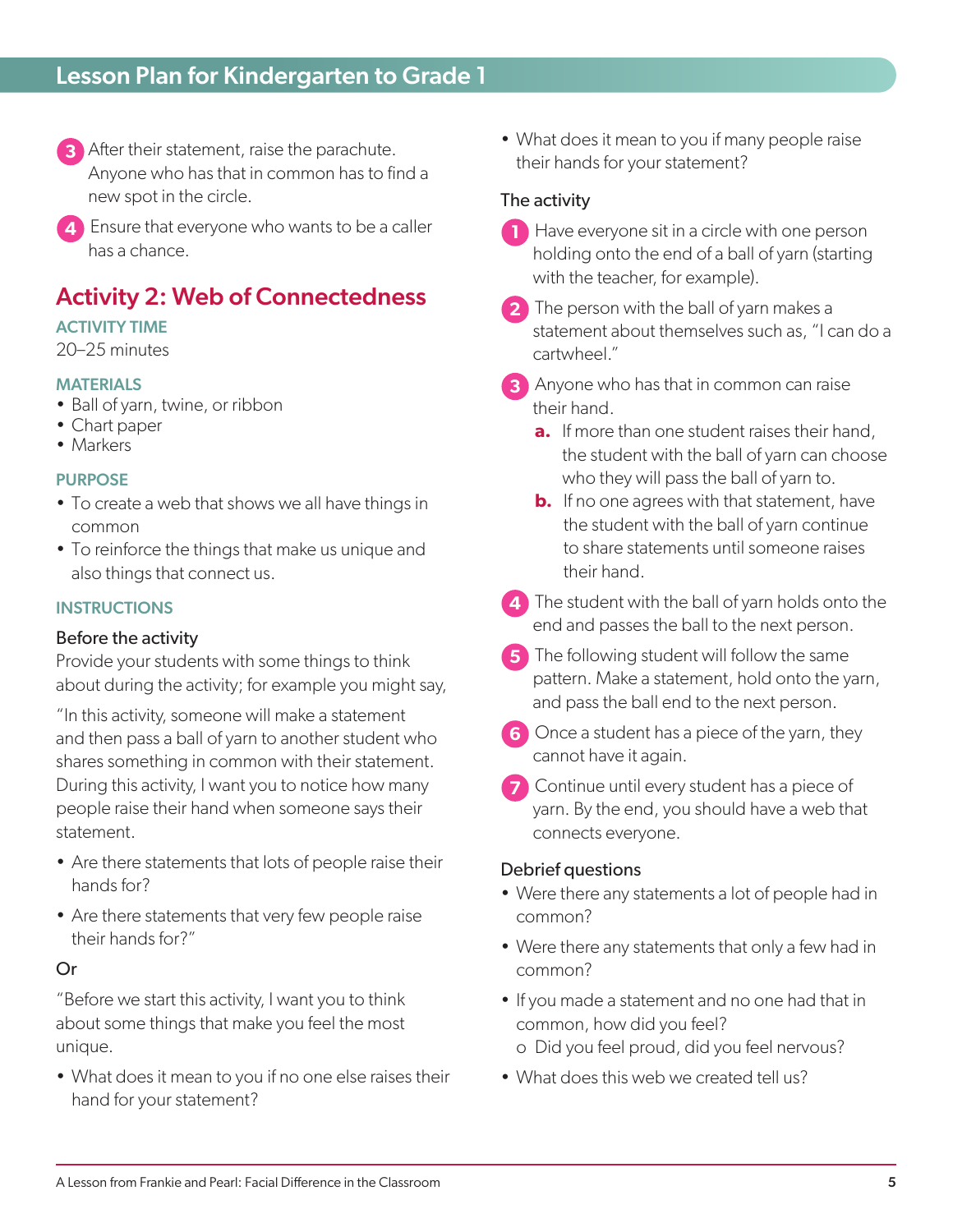3. After their statement, raise the parachute. Anyone who has that in common has to find a new spot in the circle.
4. Ensure that everyone who wants to be a caller has a chance.

## Activity 2: Web of Connectedness

### ACTIVITY TIME

20–25 minutes

### MATERIALS

- Ball of yarn, twine, or ribbon
- Chart paper
- Markers

### PURPOSE

- To create a web that shows we all have things in common
- To reinforce the things that make us unique and also things that connect us.

### INSTRUCTIONS

#### Before the activity

Provide your students with some things to think about during the activity; for example you might say,

"In this activity, someone will make a statement and then pass a ball of yarn to another student who shares something in common with their statement. During this activity, I want you to notice how many people raise their hand when someone says their statement.

- Are there statements that lots of people raise their hands for?
- Are there statements that very few people raise their hands for?"

Or

"Before we start this activity, I want you to think about some things that make you feel the most unique.

- What does it mean to you if no one else raises their hand for your statement?
- What does it mean to you if many people raise their hands for your statement?

#### The activity

1. Have everyone sit in a circle with one person holding onto the end of a ball of yarn (starting with the teacher, for example).
2. The person with the ball of yarn makes a statement about themselves such as, "I can do a cartwheel."
3. Anyone who has that in common can raise their hand.
   a. If more than one student raises their hand, the student with the ball of yarn can choose who they will pass the ball of yarn to.
   b. If no one agrees with that statement, have the student with the ball of yarn continue to share statements until someone raises their hand.
4. The student with the ball of yarn holds onto the end and passes the ball to the next person.
5. The following student will follow the same pattern. Make a statement, hold onto the yarn, and pass the ball end to the next person.
6. Once a student has a piece of the yarn, they cannot have it again.
7. Continue until every student has a piece of yarn. By the end, you should have a web that connects everyone.

#### Debrief questions

- Were there any statements a lot of people had in common?
- Were there any statements that only a few had in common?
- If you made a statement and no one had that in common, how did you feel?
  - o Did you feel proud, did you feel nervous?
- What does this web we created tell us?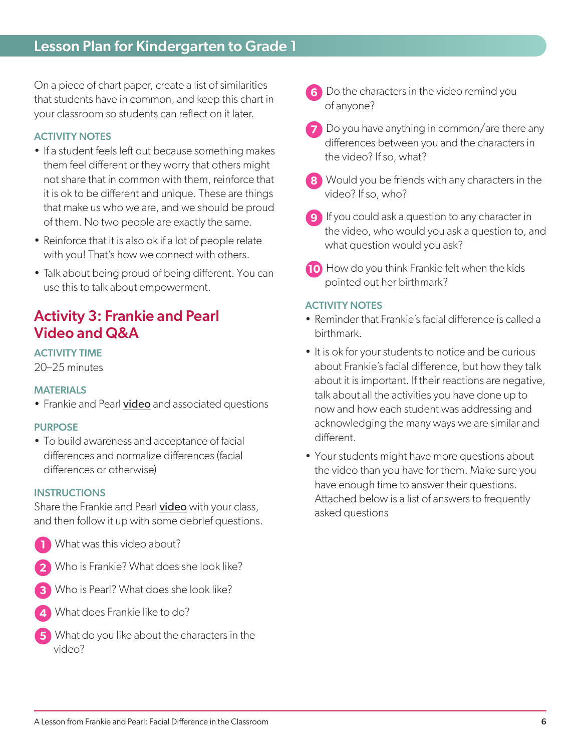On a piece of chart paper, create a list of similarities that students have in common, and keep this chart in your classroom so students can reflect on it later.

### ACTIVITY NOTES

- If a student feels left out because something makes them feel different or they worry that others might not share that in common with them, reinforce that it is ok to be different and unique. These are things that make us who we are, and we should be proud of them. No two people are exactly the same.
- Reinforce that it is also ok if a lot of people relate with you! That's how we connect with others.
- Talk about being proud of being different. You can use this to talk about empowerment.

## Activity 3: Frankie and Pearl Video and Q&A

### ACTIVITY TIME

20–25 minutes

### MATERIALS

- Frankie and Pearl video and associated questions

### PURPOSE

- To build awareness and acceptance of facial differences and normalize differences (facial differences or otherwise)

### INSTRUCTIONS

Share the Frankie and Pearl video with your class, and then follow it up with some debrief questions.

1. What was this video about?
2. Who is Frankie? What does she look like?
3. Who is Pearl? What does she look like?
4. What does Frankie like to do?
5. What do you like about the characters in the video?
6. Do the characters in the video remind you of anyone?
7. Do you have anything in common/are there any differences between you and the characters in the video? If so, what?
8. Would you be friends with any characters in the video? If so, who?
9. If you could ask a question to any character in the video, who would you ask a question to, and what question would you ask?
10. How do you think Frankie felt when the kids pointed out her birthmark?

### ACTIVITY NOTES

- Reminder that Frankie's facial difference is called a birthmark.
- It is ok for your students to notice and be curious about Frankie's facial difference, but how they talk about it is important. If their reactions are negative, talk about all the activities you have done up to now and how each student was addressing and acknowledging the many ways we are similar and different.
- Your students might have more questions about the video than you have for them. Make sure you have enough time to answer their questions. Attached below is a list of answers to frequently asked questions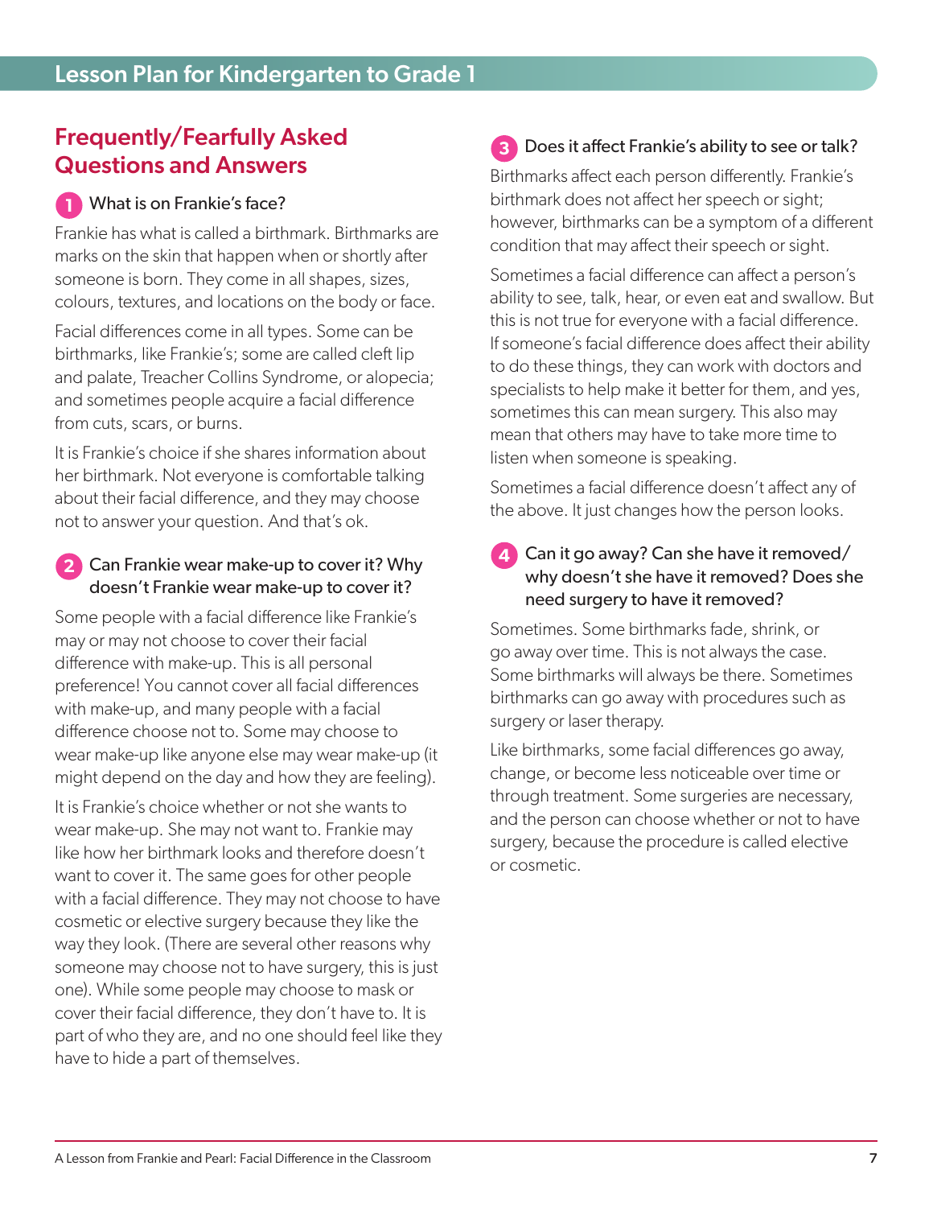## Frequently/Fearfully Asked Questions and Answers

### 1 What is on Frankie's face?

Frankie has what is called a birthmark. Birthmarks are marks on the skin that happen when or shortly after someone is born. They come in all shapes, sizes, colours, textures, and locations on the body or face.

Facial differences come in all types. Some can be birthmarks, like Frankie's; some are called cleft lip and palate, Treacher Collins Syndrome, or alopecia; and sometimes people acquire a facial difference from cuts, scars, or burns.

It is Frankie's choice if she shares information about her birthmark. Not everyone is comfortable talking about their facial difference, and they may choose not to answer your question. And that's ok.

### 2 Can Frankie wear make-up to cover it? Why doesn't Frankie wear make-up to cover it?

Some people with a facial difference like Frankie's may or may not choose to cover their facial difference with make-up. This is all personal preference! You cannot cover all facial differences with make-up, and many people with a facial difference choose not to. Some may choose to wear make-up like anyone else may wear make-up (it might depend on the day and how they are feeling).

It is Frankie's choice whether or not she wants to wear make-up. She may not want to. Frankie may like how her birthmark looks and therefore doesn't want to cover it. The same goes for other people with a facial difference. They may not choose to have cosmetic or elective surgery because they like the way they look. (There are several other reasons why someone may choose not to have surgery, this is just one). While some people may choose to mask or cover their facial difference, they don't have to. It is part of who they are, and no one should feel like they have to hide a part of themselves.

### 3 Does it affect Frankie's ability to see or talk?

Birthmarks affect each person differently. Frankie's birthmark does not affect her speech or sight; however, birthmarks can be a symptom of a different condition that may affect their speech or sight.

Sometimes a facial difference can affect a person's ability to see, talk, hear, or even eat and swallow. But this is not true for everyone with a facial difference. If someone's facial difference does affect their ability to do these things, they can work with doctors and specialists to help make it better for them, and yes, sometimes this can mean surgery. This also may mean that others may have to take more time to listen when someone is speaking.

Sometimes a facial difference doesn't affect any of the above. It just changes how the person looks.

### 4 Can it go away? Can she have it removed/ why doesn't she have it removed? Does she need surgery to have it removed?

Sometimes. Some birthmarks fade, shrink, or go away over time. This is not always the case. Some birthmarks will always be there. Sometimes birthmarks can go away with procedures such as surgery or laser therapy.

Like birthmarks, some facial differences go away, change, or become less noticeable over time or through treatment. Some surgeries are necessary, and the person can choose whether or not to have surgery, because the procedure is called elective or cosmetic.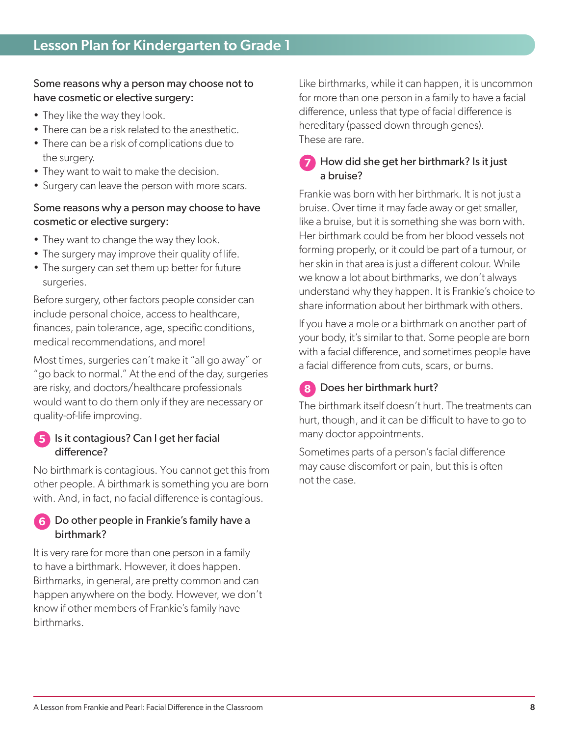## Lesson Plan for Kindergarten to Grade 1

Some reasons why a person may choose not to have cosmetic or elective surgery:

- They like the way they look.
- There can be a risk related to the anesthetic.
- There can be a risk of complications due to the surgery.
- They want to wait to make the decision.
- Surgery can leave the person with more scars.

Some reasons why a person may choose to have cosmetic or elective surgery:

- They want to change the way they look.
- The surgery may improve their quality of life.
- The surgery can set them up better for future surgeries.

Before surgery, other factors people consider can include personal choice, access to healthcare, finances, pain tolerance, age, specific conditions, medical recommendations, and more!

Most times, surgeries can't make it "all go away" or "go back to normal." At the end of the day, surgeries are risky, and doctors/healthcare professionals would want to do them only if they are necessary or quality-of-life improving.

### 5 Is it contagious? Can I get her facial difference?

No birthmark is contagious. You cannot get this from other people. A birthmark is something you are born with. And, in fact, no facial difference is contagious.

### 6 Do other people in Frankie's family have a birthmark?

It is very rare for more than one person in a family to have a birthmark. However, it does happen. Birthmarks, in general, are pretty common and can happen anywhere on the body. However, we don't know if other members of Frankie's family have birthmarks.

Like birthmarks, while it can happen, it is uncommon for more than one person in a family to have a facial difference, unless that type of facial difference is hereditary (passed down through genes). These are rare.

### 7 How did she get her birthmark? Is it just a bruise?

Frankie was born with her birthmark. It is not just a bruise. Over time it may fade away or get smaller, like a bruise, but it is something she was born with. Her birthmark could be from her blood vessels not forming properly, or it could be part of a tumour, or her skin in that area is just a different colour. While we know a lot about birthmarks, we don't always understand why they happen. It is Frankie's choice to share information about her birthmark with others.

If you have a mole or a birthmark on another part of your body, it's similar to that. Some people are born with a facial difference, and sometimes people have a facial difference from cuts, scars, or burns.

### 8 Does her birthmark hurt?

The birthmark itself doesn't hurt. The treatments can hurt, though, and it can be difficult to have to go to many doctor appointments.

Sometimes parts of a person's facial difference may cause discomfort or pain, but this is often not the case.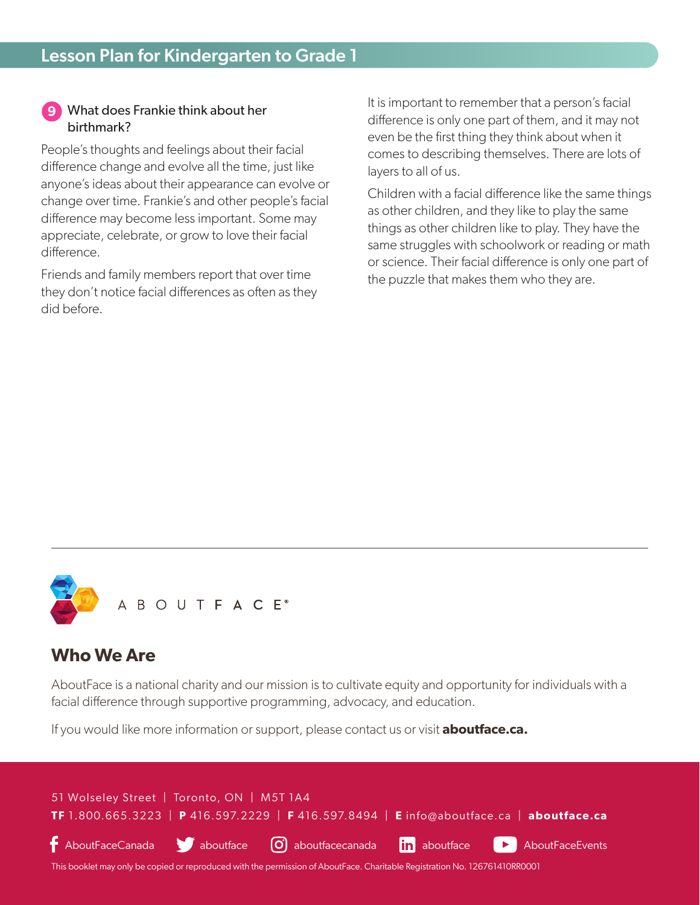9 What does Frankie think about her birthmark?

People's thoughts and feelings about their facial difference change and evolve all the time, just like anyone's ideas about their appearance can evolve or change over time. Frankie's and other people's facial difference may become less important. Some may appreciate, celebrate, or grow to love their facial difference.

Friends and family members report that over time they don't notice facial differences as often as they did before.

It is important to remember that a person's facial difference is only one part of them, and it may not even be the first thing they think about when it comes to describing themselves. There are lots of layers to all of us.

Children with a facial difference like the same things as other children, and they like to play the same things as other children like to play. They have the same struggles with schoolwork or reading or math or science. Their facial difference is only one part of the puzzle that makes them who they are.

---

ABOUTFACE®

## Who We Are

AboutFace is a national charity and our mission is to cultivate equity and opportunity for individuals with a facial difference through supportive programming, advocacy, and education.

If you would like more information or support, please contact us or visit **aboutface.ca.**

51 Wolseley Street | Toronto, ON | M5T 1A4

**TF** 1.800.665.3223 | **P** 416.597.2229 | **F** 416.597.8494 | **E** info@aboutface.ca | **aboutface.ca**

AboutFaceCanada | aboutface | aboutfacecanada | aboutface | AboutFaceEvents

This booklet may only be copied or reproduced with the permission of AboutFace. Charitable Registration No. 126761410RR0001